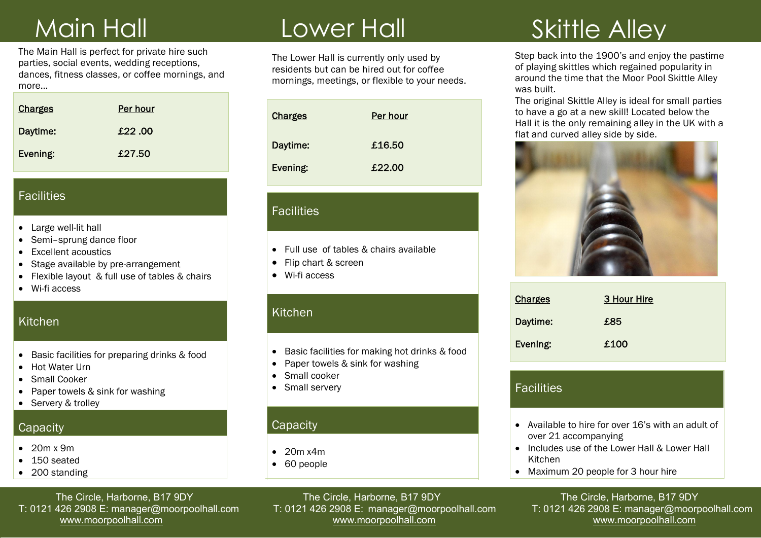# Main Hall

The Main Hall is perfect for private hire such parties, social events, wedding receptions, dances, fitness classes, or coffee mornings, and more...

| Charges | Per hour |
| --- | --- |
| Daytime: | £22 .00 |
| Evening: | £27.50 |

## Facilities

- Large well-lit hall
- Semi–sprung dance floor
- Excellent acoustics
- Stage available by pre-arrangement
- Flexible layout & full use of tables & chairs
- Wi-fi access

## Kitchen

- Basic facilities for preparing drinks & food
- Hot Water Urn
- Small Cooker
- Paper towels & sink for washing
- Servery & trolley

## Capacity

- 20m x 9m
- 150 seated
- 200 standing

The Circle, Harborne, B17 9DY
T: 0121 426 2908 E: manager@moorpoolhall.com
www.moorpoolhall.com

# Lower Hall

The Lower Hall is currently only used by residents but can be hired out for coffee mornings, meetings, or flexible to your needs.

| Charges | Per hour |
| --- | --- |
| Daytime: | £16.50 |
| Evening: | £22.00 |

## Facilities

- Full use of tables & chairs available
- Flip chart & screen
- Wi-fi access

## Kitchen

- Basic facilities for making hot drinks & food
- Paper towels & sink for washing
- Small cooker
- Small servery

## Capacity

- 20m x4m
- 60 people

The Circle, Harborne, B17 9DY
T: 0121 426 2908 E: manager@moorpoolhall.com
www.moorpoolhall.com

# Skittle Alley

Step back into the 1900's and enjoy the pastime of playing skittles which regained popularity in around the time that the Moor Pool Skittle Alley was built.

The original Skittle Alley is ideal for small parties to have a go at a new skill! Located below the Hall it is the only remaining alley in the UK with a flat and curved alley side by side.

| Charges | 3 Hour Hire |
| --- | --- |
| Daytime: | £85 |
| Evening: | £100 |

## Facilities

- Available to hire for over 16's with an adult of over 21 accompanying
- Includes use of the Lower Hall & Lower Hall Kitchen
- Maximum 20 people for 3 hour hire

The Circle, Harborne, B17 9DY
T: 0121 426 2908 E: manager@moorpoolhall.com
www.moorpoolhall.com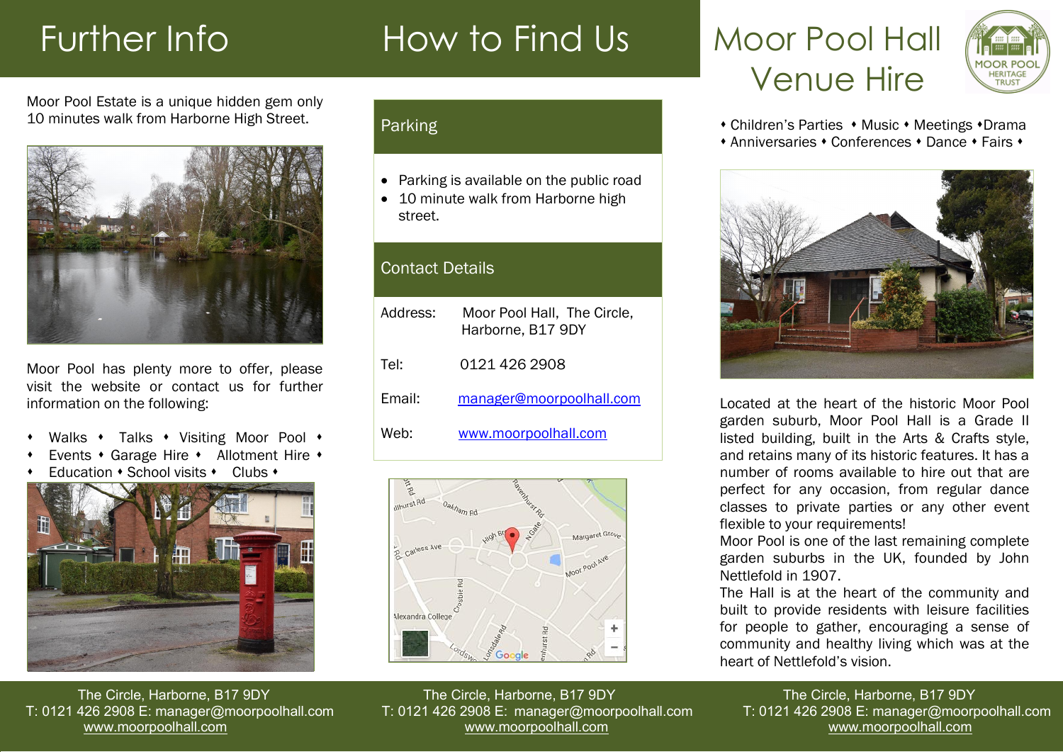# Further Info

Moor Pool Estate is a unique hidden gem only 10 minutes walk from Harborne High Street.

Moor Pool has plenty more to offer, please visit the website or contact us for further information on the following:

- Walks ♦ Talks ♦ Visiting Moor Pool ♦
- Events ♦ Garage Hire ♦ Allotment Hire ♦
- Education ♦ School visits ♦ Clubs ♦

# How to Find Us

## Parking

- Parking is available on the public road
- 10 minute walk from Harborne high street.

## Contact Details

| | |
|---|---|
| Address: | Moor Pool Hall, The Circle, Harborne, B17 9DY |
| Tel: | 0121 426 2908 |
| Email: | manager@moorpoolhall.com |
| Web: | www.moorpoolhall.com |

# Moor Pool Hall Venue Hire

MOOR POOL HERITAGE TRUST

♦ Children's Parties ♦ Music ♦ Meetings ♦ Drama ♦ Anniversaries ♦ Conferences ♦ Dance ♦ Fairs ♦

Located at the heart of the historic Moor Pool garden suburb, Moor Pool Hall is a Grade II listed building, built in the Arts & Crafts style, and retains many of its historic features. It has a number of rooms available to hire out that are perfect for any occasion, from regular dance classes to private parties or any other event flexible to your requirements!

Moor Pool is one of the last remaining complete garden suburbs in the UK, founded by John Nettlefold in 1907.

The Hall is at the heart of the community and built to provide residents with leisure facilities for people to gather, encouraging a sense of community and healthy living which was at the heart of Nettlefold's vision.

The Circle, Harborne, B17 9DY
T: 0121 426 2908 E: manager@moorpoolhall.com
www.moorpoolhall.com